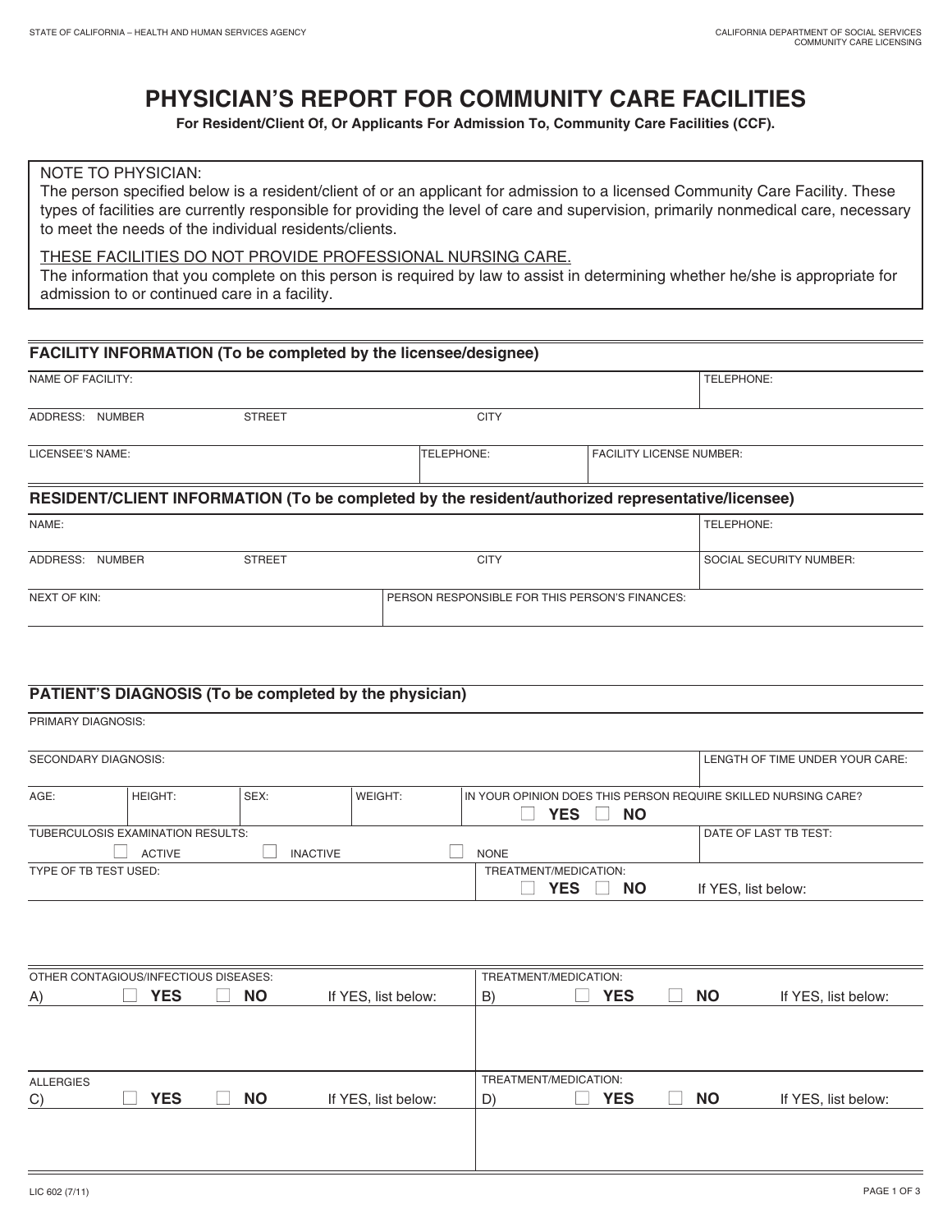STATE OF CALIFORNIA – HEALTH AND HUMAN SERVICES AGENCY

CALIFORNIA DEPARTMENT OF SOCIAL SERVICES
COMMUNITY CARE LICENSING

# PHYSICIAN'S REPORT FOR COMMUNITY CARE FACILITIES

**For Resident/Client Of, Or Applicants For Admission To, Community Care Facilities (CCF).**

NOTE TO PHYSICIAN:
The person specified below is a resident/client of or an applicant for admission to a licensed Community Care Facility. These types of facilities are currently responsible for providing the level of care and supervision, primarily nonmedical care, necessary to meet the needs of the individual residents/clients.

<u>THESE FACILITIES DO NOT PROVIDE PROFESSIONAL NURSING CARE.</u>
The information that you complete on this person is required by law to assist in determining whether he/she is appropriate for admission to or continued care in a facility.

## FACILITY INFORMATION (To be completed by the licensee/designee)

| NAME OF FACILITY: | | TELEPHONE: |
|---|---|---|
| ADDRESS: NUMBER STREET CITY | | |
| LICENSEE'S NAME: | TELEPHONE: | FACILITY LICENSE NUMBER: |

## RESIDENT/CLIENT INFORMATION (To be completed by the resident/authorized representative/licensee)

| NAME: | | TELEPHONE: |
|---|---|---|
| ADDRESS: NUMBER STREET CITY | | SOCIAL SECURITY NUMBER: |
| NEXT OF KIN: | PERSON RESPONSIBLE FOR THIS PERSON'S FINANCES: | |

## PATIENT'S DIAGNOSIS (To be completed by the physician)

PRIMARY DIAGNOSIS:

| SECONDARY DIAGNOSIS: | | | | LENGTH OF TIME UNDER YOUR CARE: |
|---|---|---|---|---|
| AGE: | HEIGHT: | SEX: | WEIGHT: | IN YOUR OPINION DOES THIS PERSON REQUIRE SKILLED NURSING CARE? ☐ YES ☐ NO |

| TUBERCULOSIS EXAMINATION RESULTS: ☐ ACTIVE ☐ INACTIVE ☐ NONE | DATE OF LAST TB TEST: |
|---|---|
| TYPE OF TB TEST USED: | TREATMENT/MEDICATION: ☐ YES ☐ NO If YES, list below: |

| OTHER CONTAGIOUS/INFECTIOUS DISEASES: | TREATMENT/MEDICATION: |
|---|---|
| A) ☐ YES ☐ NO If YES, list below: | B) ☐ YES ☐ NO If YES, list below: |
| | |

| ALLERGIES | TREATMENT/MEDICATION: |
|---|---|
| C) ☐ YES ☐ NO If YES, list below: | D) ☐ YES ☐ NO If YES, list below: |
| | |

LIC 602 (7/11)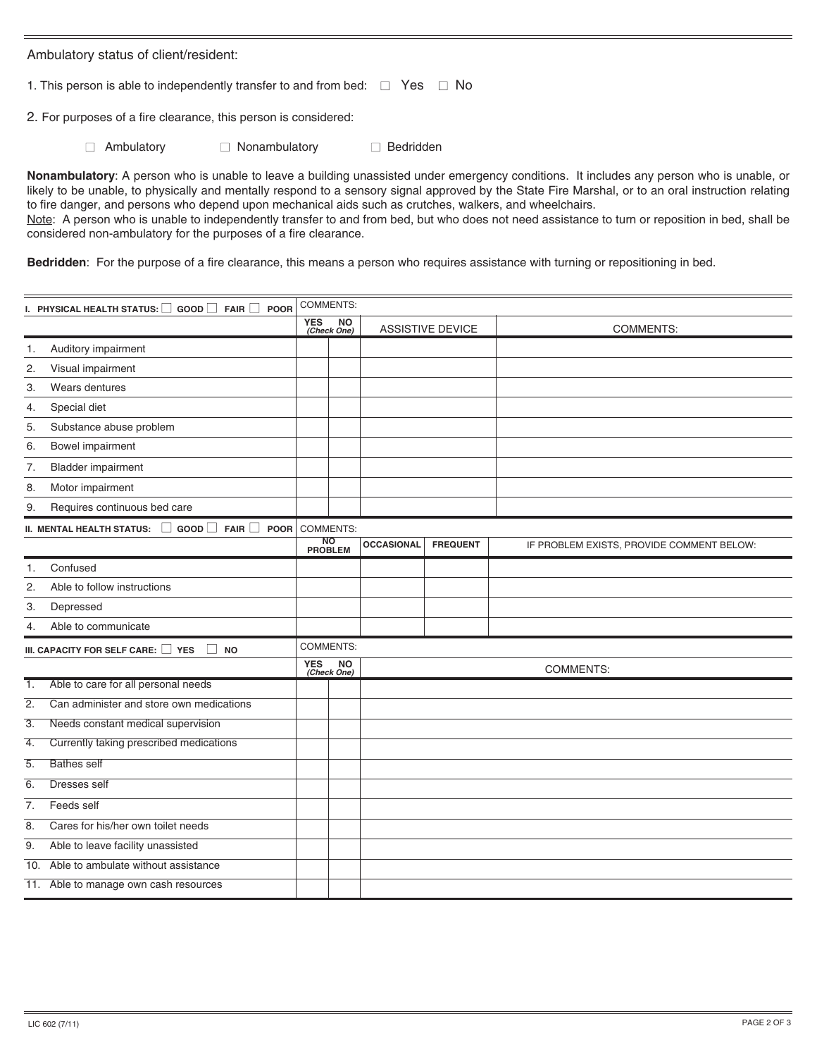Ambulatory status of client/resident:

1. This person is able to independently transfer to and from bed: ☐ Yes ☐ No

2. For purposes of a fire clearance, this person is considered:

☐ Ambulatory ☐ Nonambulatory ☐ Bedridden

**Nonambulatory**: A person who is unable to leave a building unassisted under emergency conditions. It includes any person who is unable, or likely to be unable, to physically and mentally respond to a sensory signal approved by the State Fire Marshal, or to an oral instruction relating to fire danger, and persons who depend upon mechanical aids such as crutches, walkers, and wheelchairs.
Note: A person who is unable to independently transfer to and from bed, but who does not need assistance to turn or reposition in bed, shall be considered non-ambulatory for the purposes of a fire clearance.

**Bedridden**: For the purpose of a fire clearance, this means a person who requires assistance with turning or repositioning in bed.

| **I. PHYSICAL HEALTH STATUS:** ☐ GOOD ☐ FAIR ☐ POOR | COMMENTS: | | | |
|---|---|---|---|---|
| | **YES** | **NO** *(Check One)* | ASSISTIVE DEVICE | COMMENTS: |
| 1. Auditory impairment | | | | |
| 2. Visual impairment | | | | |
| 3. Wears dentures | | | | |
| 4. Special diet | | | | |
| 5. Substance abuse problem | | | | |
| 6. Bowel impairment | | | | |
| 7. Bladder impairment | | | | |
| 8. Motor impairment | | | | |
| 9. Requires continuous bed care | | | | |

| **II. MENTAL HEALTH STATUS:** ☐ GOOD ☐ FAIR ☐ POOR | COMMENTS: | | | |
|---|---|---|---|---|
| | **NO PROBLEM** | **OCCASIONAL** | **FREQUENT** | IF PROBLEM EXISTS, PROVIDE COMMENT BELOW: |
| 1. Confused | | | | |
| 2. Able to follow instructions | | | | |
| 3. Depressed | | | | |
| 4. Able to communicate | | | | |

| **III. CAPACITY FOR SELF CARE:** ☐ YES ☐ NO | COMMENTS: | | |
|---|---|---|---|
| | **YES** | **NO** *(Check One)* | COMMENTS: |
| 1. Able to care for all personal needs | | | |
| 2. Can administer and store own medications | | | |
| 3. Needs constant medical supervision | | | |
| 4. Currently taking prescribed medications | | | |
| 5. Bathes self | | | |
| 6. Dresses self | | | |
| 7. Feeds self | | | |
| 8. Cares for his/her own toilet needs | | | |
| 9. Able to leave facility unassisted | | | |
| 10. Able to ambulate without assistance | | | |
| 11. Able to manage own cash resources | | | |

LIC 602 (7/11)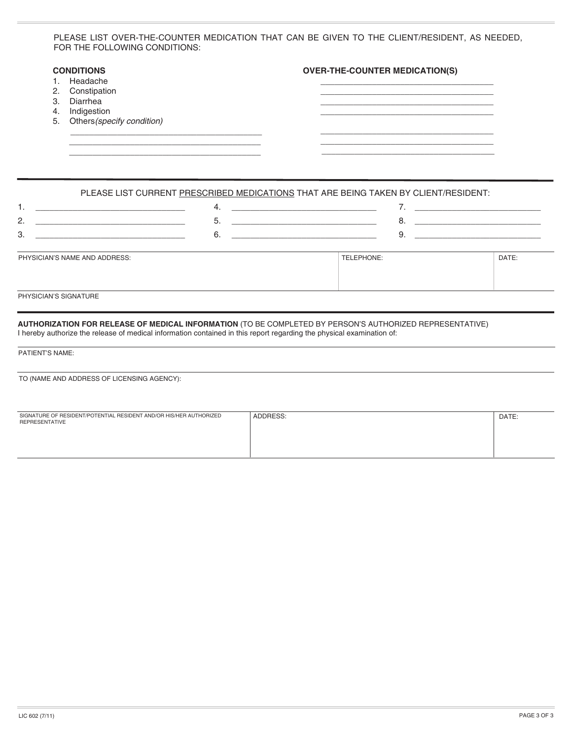PLEASE LIST OVER-THE-COUNTER MEDICATION THAT CAN BE GIVEN TO THE CLIENT/RESIDENT, AS NEEDED, FOR THE FOLLOWING CONDITIONS:

| **CONDITIONS** | **OVER-THE-COUNTER MEDICATION(S)** |
|---|---|
| 1. Headache | ______________________________ |
| 2. Constipation | ______________________________ |
| 3. Diarrhea | ______________________________ |
| 4. Indigestion | ______________________________ |
| 5. Others *(specify condition)* | |
| ______________________________ | ______________________________ |
| ______________________________ | ______________________________ |
| ______________________________ | ______________________________ |

PLEASE LIST CURRENT <u>PRESCRIBED MEDICATIONS</u> THAT ARE BEING TAKEN BY CLIENT/RESIDENT:

| | | |
|---|---|---|
| 1. ______________________ | 4. ______________________ | 7. ______________________ |
| 2. ______________________ | 5. ______________________ | 8. ______________________ |
| 3. ______________________ | 6. ______________________ | 9. ______________________ |

| PHYSICIAN'S NAME AND ADDRESS: | TELEPHONE: | DATE: |
|---|---|---|
| | | |

PHYSICIAN'S SIGNATURE

**AUTHORIZATION FOR RELEASE OF MEDICAL INFORMATION** (TO BE COMPLETED BY PERSON'S AUTHORIZED REPRESENTATIVE)

I hereby authorize the release of medical information contained in this report regarding the physical examination of:

PATIENT'S NAME:

TO (NAME AND ADDRESS OF LICENSING AGENCY):

| SIGNATURE OF RESIDENT/POTENTIAL RESIDENT AND/OR HIS/HER AUTHORIZED REPRESENTATIVE | ADDRESS: | DATE: |
|---|---|---|
| | | |

LIC 602 (7/11)